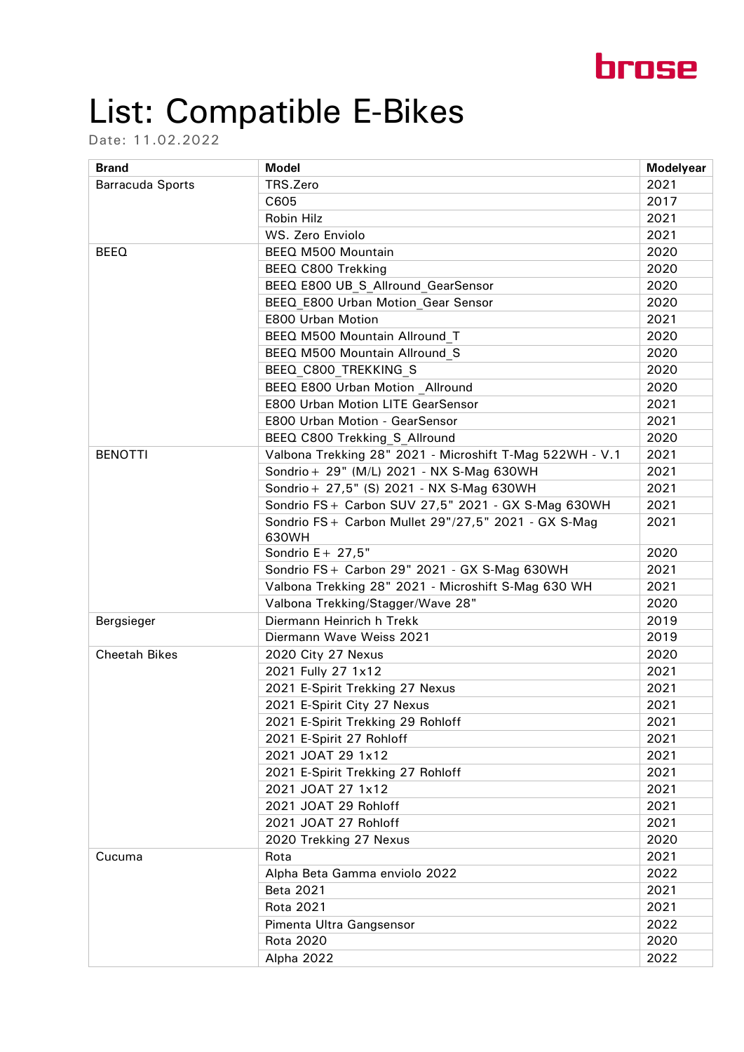brose

# List: Compatible E-Bikes

Date: 11.02.2022

| Brand | Model | Modelyear |
|---|---|---|
| Barracuda Sports | TRS.Zero | 2021 |
| | C605 | 2017 |
| | Robin Hilz | 2021 |
| | WS. Zero Enviolo | 2021 |
| BEEQ | BEEQ M500 Mountain | 2020 |
| | BEEQ C800 Trekking | 2020 |
| | BEEQ E800 UB_S_Allround_GearSensor | 2020 |
| | BEEQ_E800 Urban Motion_Gear Sensor | 2020 |
| | E800 Urban Motion | 2021 |
| | BEEQ M500 Mountain Allround_T | 2020 |
| | BEEQ M500 Mountain Allround_S | 2020 |
| | BEEQ_C800_TREKKING_S | 2020 |
| | BEEQ E800 Urban Motion _Allround | 2020 |
| | E800 Urban Motion LITE GearSensor | 2021 |
| | E800 Urban Motion - GearSensor | 2021 |
| | BEEQ C800 Trekking_S_Allround | 2020 |
| BENOTTI | Valbona Trekking 28" 2021 - Microshift T-Mag 522WH - V.1 | 2021 |
| | Sondrio+ 29" (M/L) 2021 - NX S-Mag 630WH | 2021 |
| | Sondrio+ 27,5" (S) 2021 - NX S-Mag 630WH | 2021 |
| | Sondrio FS+ Carbon SUV 27,5" 2021 - GX S-Mag 630WH | 2021 |
| | Sondrio FS+ Carbon Mullet 29"/27,5" 2021 - GX S-Mag 630WH | 2021 |
| | Sondrio E+ 27,5" | 2020 |
| | Sondrio FS+ Carbon 29" 2021 - GX S-Mag 630WH | 2021 |
| | Valbona Trekking 28" 2021 - Microshift S-Mag 630 WH | 2021 |
| | Valbona Trekking/Stagger/Wave 28" | 2020 |
| Bergsieger | Diermann Heinrich h Trekk | 2019 |
| | Diermann Wave Weiss 2021 | 2019 |
| Cheetah Bikes | 2020 City 27 Nexus | 2020 |
| | 2021 Fully 27 1x12 | 2021 |
| | 2021 E-Spirit Trekking 27 Nexus | 2021 |
| | 2021 E-Spirit City 27 Nexus | 2021 |
| | 2021 E-Spirit Trekking 29 Rohloff | 2021 |
| | 2021 E-Spirit 27 Rohloff | 2021 |
| | 2021 JOAT 29 1x12 | 2021 |
| | 2021 E-Spirit Trekking 27 Rohloff | 2021 |
| | 2021 JOAT 27 1x12 | 2021 |
| | 2021 JOAT 29 Rohloff | 2021 |
| | 2021 JOAT 27 Rohloff | 2021 |
| | 2020 Trekking 27 Nexus | 2020 |
| Cucuma | Rota | 2021 |
| | Alpha Beta Gamma enviolo 2022 | 2022 |
| | Beta 2021 | 2021 |
| | Rota 2021 | 2021 |
| | Pimenta Ultra Gangsensor | 2022 |
| | Rota 2020 | 2020 |
| | Alpha 2022 | 2022 |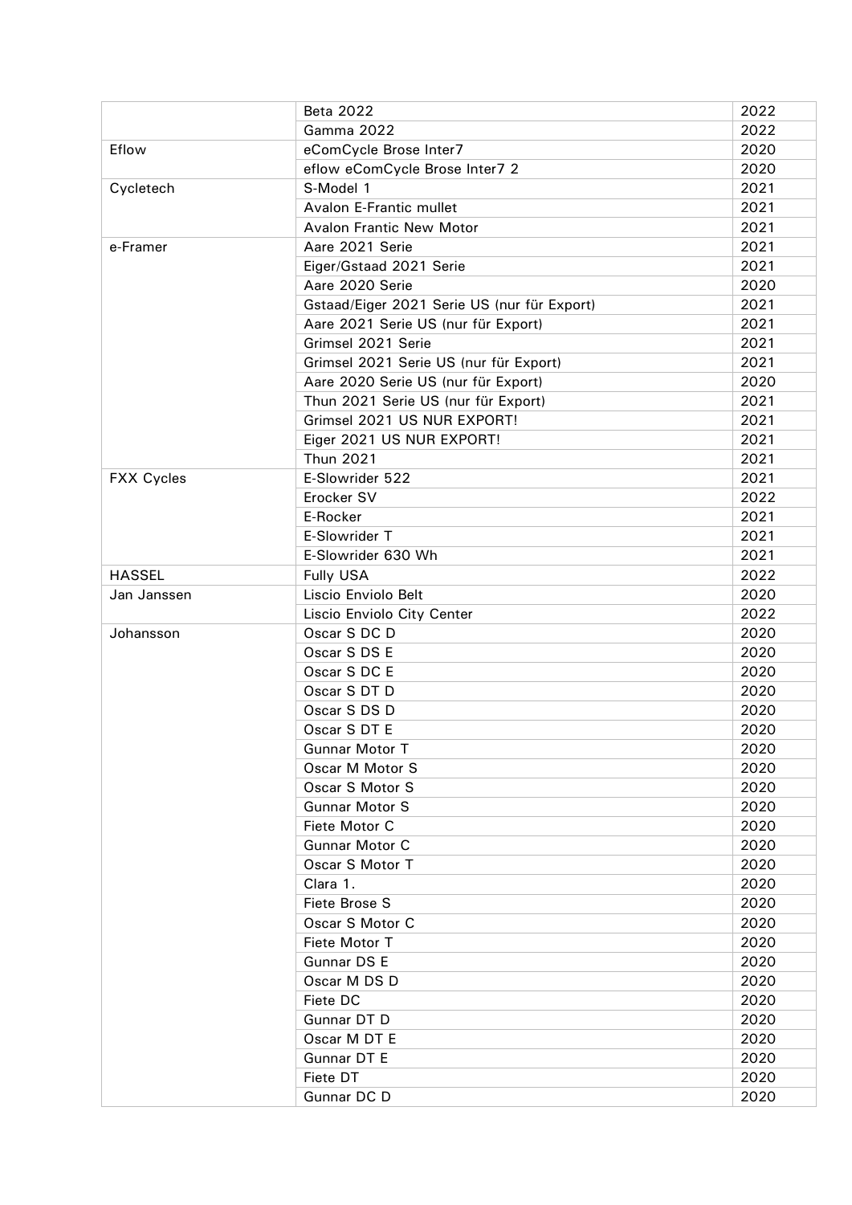| | | |
|---|---|---|
| | Beta 2022 | 2022 |
| | Gamma 2022 | 2022 |
| Eflow | eComCycle Brose Inter7 | 2020 |
| | eflow eComCycle Brose Inter7 2 | 2020 |
| Cycletech | S-Model 1 | 2021 |
| | Avalon E-Frantic mullet | 2021 |
| | Avalon Frantic New Motor | 2021 |
| e-Framer | Aare 2021 Serie | 2021 |
| | Eiger/Gstaad 2021 Serie | 2021 |
| | Aare 2020 Serie | 2020 |
| | Gstaad/Eiger 2021 Serie US (nur für Export) | 2021 |
| | Aare 2021 Serie US (nur für Export) | 2021 |
| | Grimsel 2021 Serie | 2021 |
| | Grimsel 2021 Serie US (nur für Export) | 2021 |
| | Aare 2020 Serie US (nur für Export) | 2020 |
| | Thun 2021 Serie US (nur für Export) | 2021 |
| | Grimsel 2021 US NUR EXPORT! | 2021 |
| | Eiger 2021 US NUR EXPORT! | 2021 |
| | Thun 2021 | 2021 |
| FXX Cycles | E-Slowrider 522 | 2021 |
| | Erocker SV | 2022 |
| | E-Rocker | 2021 |
| | E-Slowrider T | 2021 |
| | E-Slowrider 630 Wh | 2021 |
| HASSEL | Fully USA | 2022 |
| Jan Janssen | Liscio Enviolo Belt | 2020 |
| | Liscio Enviolo City Center | 2022 |
| Johansson | Oscar S DC D | 2020 |
| | Oscar S DS E | 2020 |
| | Oscar S DC E | 2020 |
| | Oscar S DT D | 2020 |
| | Oscar S DS D | 2020 |
| | Oscar S DT E | 2020 |
| | Gunnar Motor T | 2020 |
| | Oscar M Motor S | 2020 |
| | Oscar S Motor S | 2020 |
| | Gunnar Motor S | 2020 |
| | Fiete Motor C | 2020 |
| | Gunnar Motor C | 2020 |
| | Oscar S Motor T | 2020 |
| | Clara 1. | 2020 |
| | Fiete Brose S | 2020 |
| | Oscar S Motor C | 2020 |
| | Fiete Motor T | 2020 |
| | Gunnar DS E | 2020 |
| | Oscar M DS D | 2020 |
| | Fiete DC | 2020 |
| | Gunnar DT D | 2020 |
| | Oscar M DT E | 2020 |
| | Gunnar DT E | 2020 |
| | Fiete DT | 2020 |
| | Gunnar DC D | 2020 |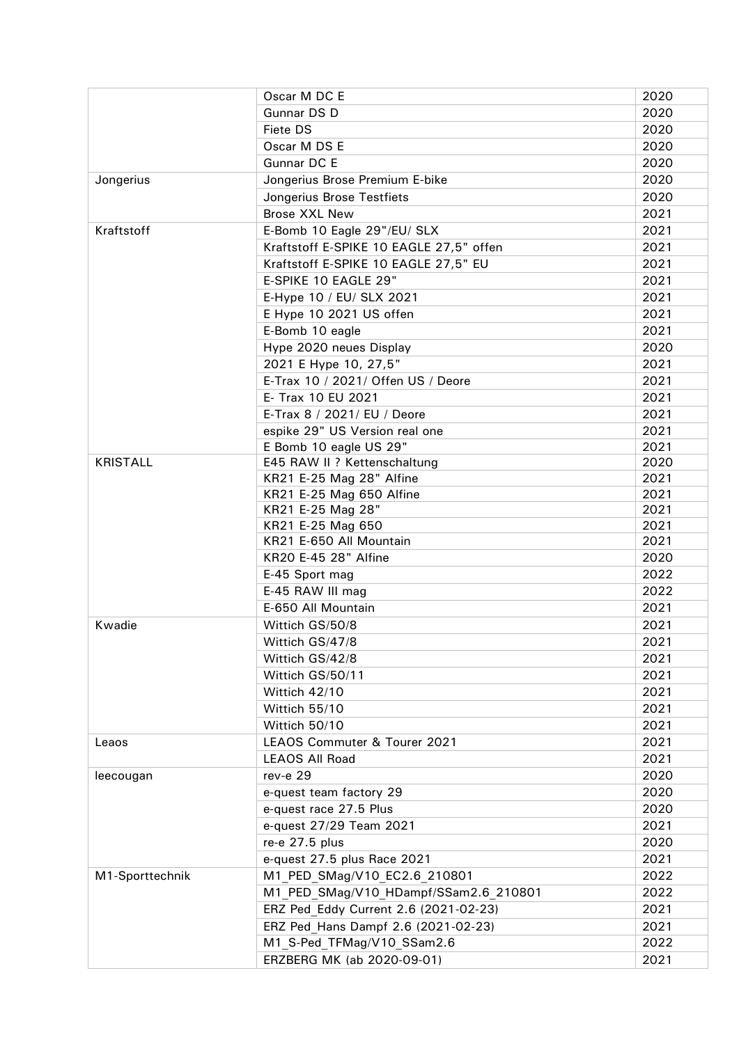| | | |
|---|---|---|
| | Oscar M DC E | 2020 |
| | Gunnar DS D | 2020 |
| | Fiete DS | 2020 |
| | Oscar M DS E | 2020 |
| | Gunnar DC E | 2020 |
| Jongerius | Jongerius Brose Premium E-bike | 2020 |
| | Jongerius Brose Testfiets | 2020 |
| | Brose XXL New | 2021 |
| Kraftstoff | E-Bomb 10 Eagle 29"/EU/ SLX | 2021 |
| | Kraftstoff E-SPIKE 10 EAGLE 27,5" offen | 2021 |
| | Kraftstoff E-SPIKE 10 EAGLE 27,5" EU | 2021 |
| | E-SPIKE 10 EAGLE 29" | 2021 |
| | E-Hype 10 / EU/ SLX 2021 | 2021 |
| | E Hype 10 2021 US offen | 2021 |
| | E-Bomb 10 eagle | 2021 |
| | Hype 2020 neues Display | 2020 |
| | 2021 E Hype 10, 27,5" | 2021 |
| | E-Trax 10 / 2021/ Offen US / Deore | 2021 |
| | E- Trax 10 EU 2021 | 2021 |
| | E-Trax 8 / 2021/ EU / Deore | 2021 |
| | espike 29" US Version real one | 2021 |
| | E Bomb 10 eagle US 29" | 2021 |
| KRISTALL | E45 RAW II ? Kettenschaltung | 2020 |
| | KR21 E-25 Mag 28" Alfine | 2021 |
| | KR21 E-25 Mag 650 Alfine | 2021 |
| | KR21 E-25 Mag 28" | 2021 |
| | KR21 E-25 Mag 650 | 2021 |
| | KR21 E-650 All Mountain | 2021 |
| | KR20 E-45 28" Alfine | 2020 |
| | E-45 Sport mag | 2022 |
| | E-45 RAW III mag | 2022 |
| | E-650 All Mountain | 2021 |
| Kwadie | Wittich GS/50/8 | 2021 |
| | Wittich GS/47/8 | 2021 |
| | Wittich GS/42/8 | 2021 |
| | Wittich GS/50/11 | 2021 |
| | Wittich 42/10 | 2021 |
| | Wittich 55/10 | 2021 |
| | Wittich 50/10 | 2021 |
| Leaos | LEAOS Commuter & Tourer 2021 | 2021 |
| | LEAOS All Road | 2021 |
| leecougan | rev-e 29 | 2020 |
| | e-quest team factory 29 | 2020 |
| | e-quest race 27.5 Plus | 2020 |
| | e-quest 27/29 Team 2021 | 2021 |
| | re-e 27.5 plus | 2020 |
| | e-quest 27.5 plus Race 2021 | 2021 |
| M1-Sporttechnik | M1_PED_SMag/V10_EC2.6_210801 | 2022 |
| | M1_PED_SMag/V10_HDampf/SSam2.6_210801 | 2022 |
| | ERZ Ped_Eddy Current 2.6 (2021-02-23) | 2021 |
| | ERZ Ped_Hans Dampf 2.6 (2021-02-23) | 2021 |
| | M1_S-Ped_TFMag/V10_SSam2.6 | 2022 |
| | ERZBERG MK (ab 2020-09-01) | 2021 |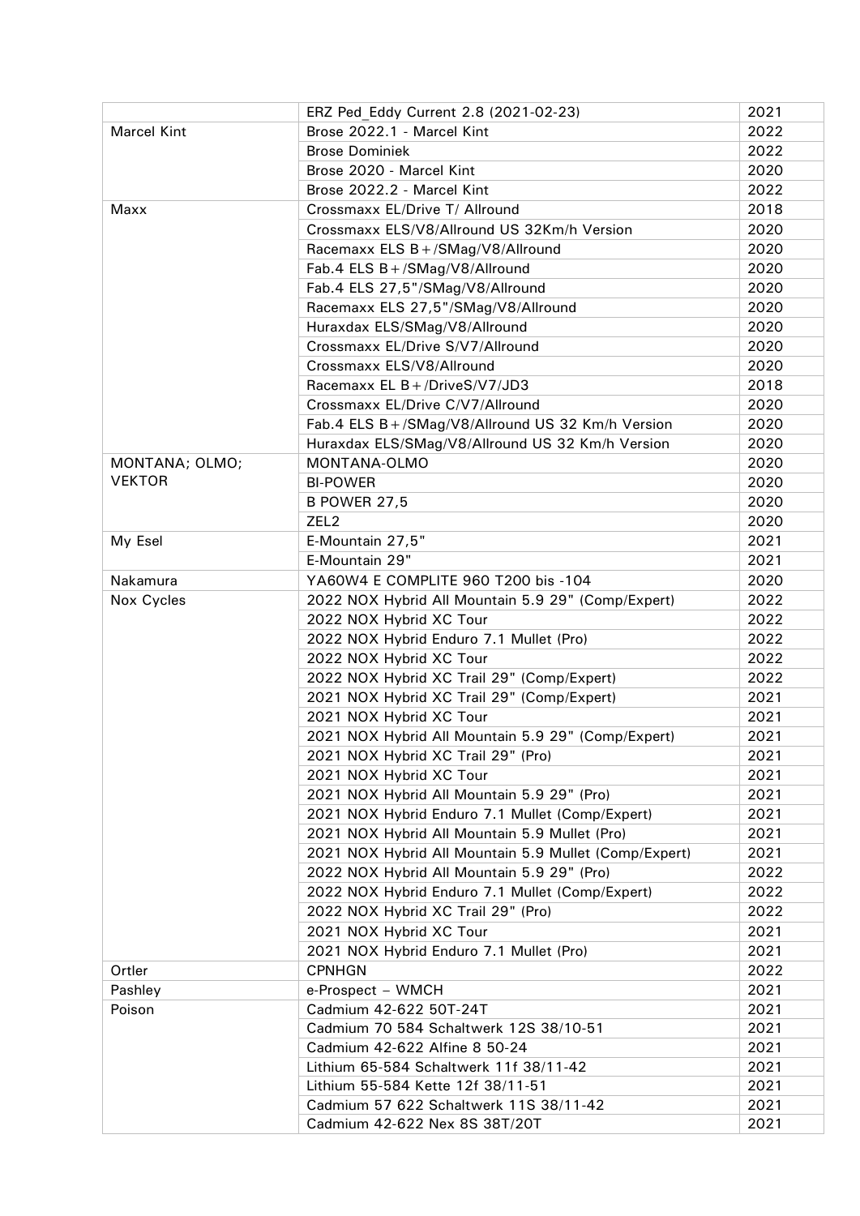| | | |
|---|---|---|
| | ERZ Ped_Eddy Current 2.8 (2021-02-23) | 2021 |
| Marcel Kint | Brose 2022.1 - Marcel Kint | 2022 |
| | Brose Dominiek | 2022 |
| | Brose 2020 - Marcel Kint | 2020 |
| | Brose 2022.2 - Marcel Kint | 2022 |
| Maxx | Crossmaxx EL/Drive T/ Allround | 2018 |
| | Crossmaxx ELS/V8/Allround US 32Km/h Version | 2020 |
| | Racemaxx ELS B+/SMag/V8/Allround | 2020 |
| | Fab.4 ELS B+/SMag/V8/Allround | 2020 |
| | Fab.4 ELS 27,5"/SMag/V8/Allround | 2020 |
| | Racemaxx ELS 27,5"/SMag/V8/Allround | 2020 |
| | Huraxdax ELS/SMag/V8/Allround | 2020 |
| | Crossmaxx EL/Drive S/V7/Allround | 2020 |
| | Crossmaxx ELS/V8/Allround | 2020 |
| | Racemaxx EL B+/DriveS/V7/JD3 | 2018 |
| | Crossmaxx EL/Drive C/V7/Allround | 2020 |
| | Fab.4 ELS B+/SMag/V8/Allround US 32 Km/h Version | 2020 |
| | Huraxdax ELS/SMag/V8/Allround US 32 Km/h Version | 2020 |
| MONTANA; OLMO; VEKTOR | MONTANA-OLMO | 2020 |
| | BI-POWER | 2020 |
| | B POWER 27,5 | 2020 |
| | ZEL2 | 2020 |
| My Esel | E-Mountain 27,5" | 2021 |
| | E-Mountain 29" | 2021 |
| Nakamura | YA60W4 E COMPLITE 960 T200 bis -104 | 2020 |
| Nox Cycles | 2022 NOX Hybrid All Mountain 5.9 29" (Comp/Expert) | 2022 |
| | 2022 NOX Hybrid XC Tour | 2022 |
| | 2022 NOX Hybrid Enduro 7.1 Mullet (Pro) | 2022 |
| | 2022 NOX Hybrid XC Tour | 2022 |
| | 2022 NOX Hybrid XC Trail 29" (Comp/Expert) | 2022 |
| | 2021 NOX Hybrid XC Trail 29" (Comp/Expert) | 2021 |
| | 2021 NOX Hybrid XC Tour | 2021 |
| | 2021 NOX Hybrid All Mountain 5.9 29" (Comp/Expert) | 2021 |
| | 2021 NOX Hybrid XC Trail 29" (Pro) | 2021 |
| | 2021 NOX Hybrid XC Tour | 2021 |
| | 2021 NOX Hybrid All Mountain 5.9 29" (Pro) | 2021 |
| | 2021 NOX Hybrid Enduro 7.1 Mullet (Comp/Expert) | 2021 |
| | 2021 NOX Hybrid All Mountain 5.9 Mullet (Pro) | 2021 |
| | 2021 NOX Hybrid All Mountain 5.9 Mullet (Comp/Expert) | 2021 |
| | 2022 NOX Hybrid All Mountain 5.9 29" (Pro) | 2022 |
| | 2022 NOX Hybrid Enduro 7.1 Mullet (Comp/Expert) | 2022 |
| | 2022 NOX Hybrid XC Trail 29" (Pro) | 2022 |
| | 2021 NOX Hybrid XC Tour | 2021 |
| | 2021 NOX Hybrid Enduro 7.1 Mullet (Pro) | 2021 |
| Ortler | CPNHGN | 2022 |
| Pashley | e-Prospect – WMCH | 2021 |
| Poison | Cadmium 42-622 50T-24T | 2021 |
| | Cadmium 70 584 Schaltwerk 12S 38/10-51 | 2021 |
| | Cadmium 42-622 Alfine 8 50-24 | 2021 |
| | Lithium 65-584 Schaltwerk 11f 38/11-42 | 2021 |
| | Lithium 55-584 Kette 12f 38/11-51 | 2021 |
| | Cadmium 57 622 Schaltwerk 11S 38/11-42 | 2021 |
| | Cadmium 42-622 Nex 8S 38T/20T | 2021 |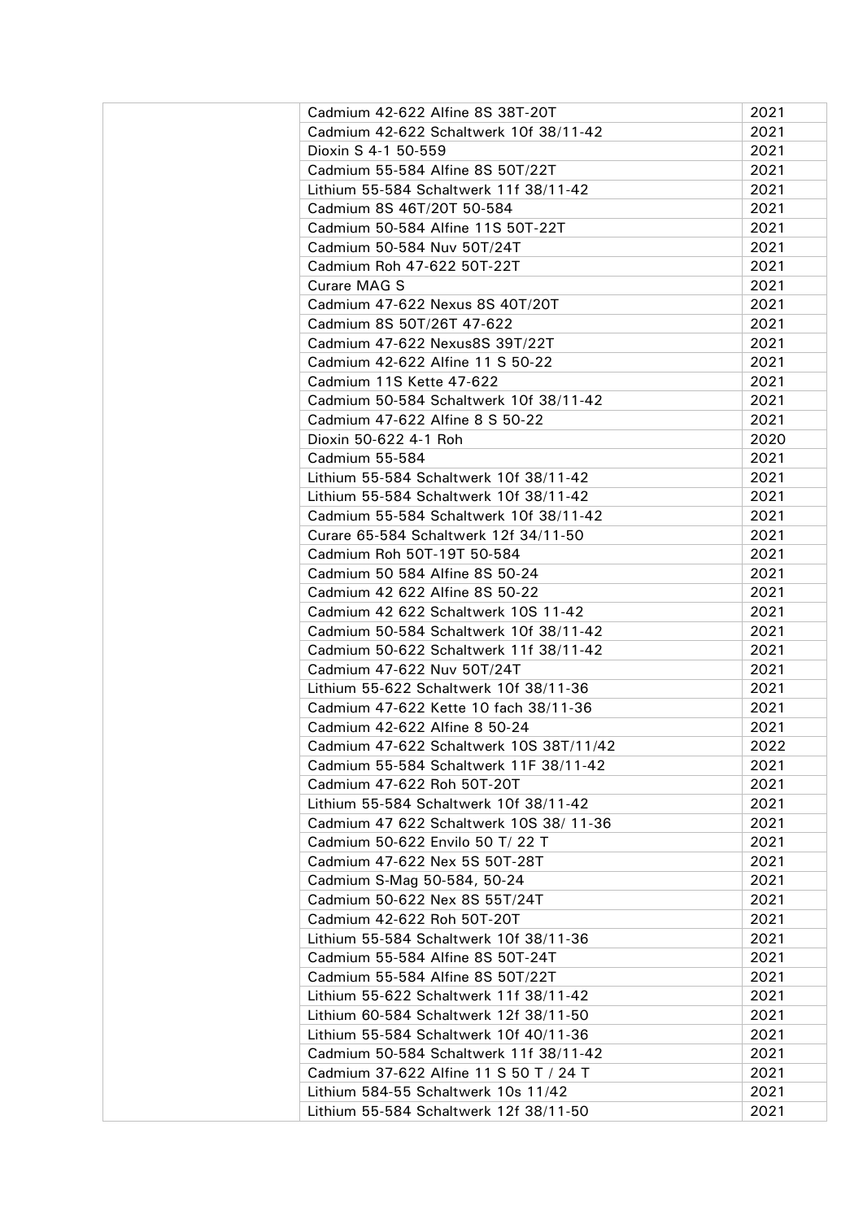| | | |
|---|---|---|
| | Cadmium 42-622 Alfine 8S 38T-20T | 2021 |
| | Cadmium 42-622 Schaltwerk 10f 38/11-42 | 2021 |
| | Dioxin S 4-1 50-559 | 2021 |
| | Cadmium 55-584 Alfine 8S 50T/22T | 2021 |
| | Lithium 55-584 Schaltwerk 11f 38/11-42 | 2021 |
| | Cadmium 8S 46T/20T 50-584 | 2021 |
| | Cadmium 50-584 Alfine 11S 50T-22T | 2021 |
| | Cadmium 50-584 Nuv 50T/24T | 2021 |
| | Cadmium Roh 47-622 50T-22T | 2021 |
| | Curare MAG S | 2021 |
| | Cadmium 47-622 Nexus 8S 40T/20T | 2021 |
| | Cadmium 8S 50T/26T 47-622 | 2021 |
| | Cadmium 47-622 Nexus8S 39T/22T | 2021 |
| | Cadmium 42-622 Alfine 11 S 50-22 | 2021 |
| | Cadmium 11S Kette 47-622 | 2021 |
| | Cadmium 50-584 Schaltwerk 10f 38/11-42 | 2021 |
| | Cadmium 47-622 Alfine 8 S 50-22 | 2021 |
| | Dioxin 50-622 4-1 Roh | 2020 |
| | Cadmium 55-584 | 2021 |
| | Lithium 55-584 Schaltwerk 10f 38/11-42 | 2021 |
| | Lithium 55-584 Schaltwerk 10f 38/11-42 | 2021 |
| | Cadmium 55-584 Schaltwerk 10f 38/11-42 | 2021 |
| | Curare 65-584 Schaltwerk 12f 34/11-50 | 2021 |
| | Cadmium Roh 50T-19T 50-584 | 2021 |
| | Cadmium 50 584 Alfine 8S 50-24 | 2021 |
| | Cadmium 42 622 Alfine 8S 50-22 | 2021 |
| | Cadmium 42 622 Schaltwerk 10S 11-42 | 2021 |
| | Cadmium 50-584 Schaltwerk 10f 38/11-42 | 2021 |
| | Cadmium 50-622 Schaltwerk 11f 38/11-42 | 2021 |
| | Cadmium 47-622 Nuv 50T/24T | 2021 |
| | Lithium 55-622 Schaltwerk 10f 38/11-36 | 2021 |
| | Cadmium 47-622 Kette 10 fach 38/11-36 | 2021 |
| | Cadmium 42-622 Alfine 8 50-24 | 2021 |
| | Cadmium 47-622 Schaltwerk 10S 38T/11/42 | 2022 |
| | Cadmium 55-584 Schaltwerk 11F 38/11-42 | 2021 |
| | Cadmium 47-622 Roh 50T-20T | 2021 |
| | Lithium 55-584 Schaltwerk 10f 38/11-42 | 2021 |
| | Cadmium 47 622 Schaltwerk 10S 38/ 11-36 | 2021 |
| | Cadmium 50-622 Envilo 50 T/ 22 T | 2021 |
| | Cadmium 47-622 Nex 5S 50T-28T | 2021 |
| | Cadmium S-Mag 50-584, 50-24 | 2021 |
| | Cadmium 50-622 Nex 8S 55T/24T | 2021 |
| | Cadmium 42-622 Roh 50T-20T | 2021 |
| | Lithium 55-584 Schaltwerk 10f 38/11-36 | 2021 |
| | Cadmium 55-584 Alfine 8S 50T-24T | 2021 |
| | Cadmium 55-584 Alfine 8S 50T/22T | 2021 |
| | Lithium 55-622 Schaltwerk 11f 38/11-42 | 2021 |
| | Lithium 60-584 Schaltwerk 12f 38/11-50 | 2021 |
| | Lithium 55-584 Schaltwerk 10f 40/11-36 | 2021 |
| | Cadmium 50-584 Schaltwerk 11f 38/11-42 | 2021 |
| | Cadmium 37-622 Alfine 11 S 50 T / 24 T | 2021 |
| | Lithium 584-55 Schaltwerk 10s 11/42 | 2021 |
| | Lithium 55-584 Schaltwerk 12f 38/11-50 | 2021 |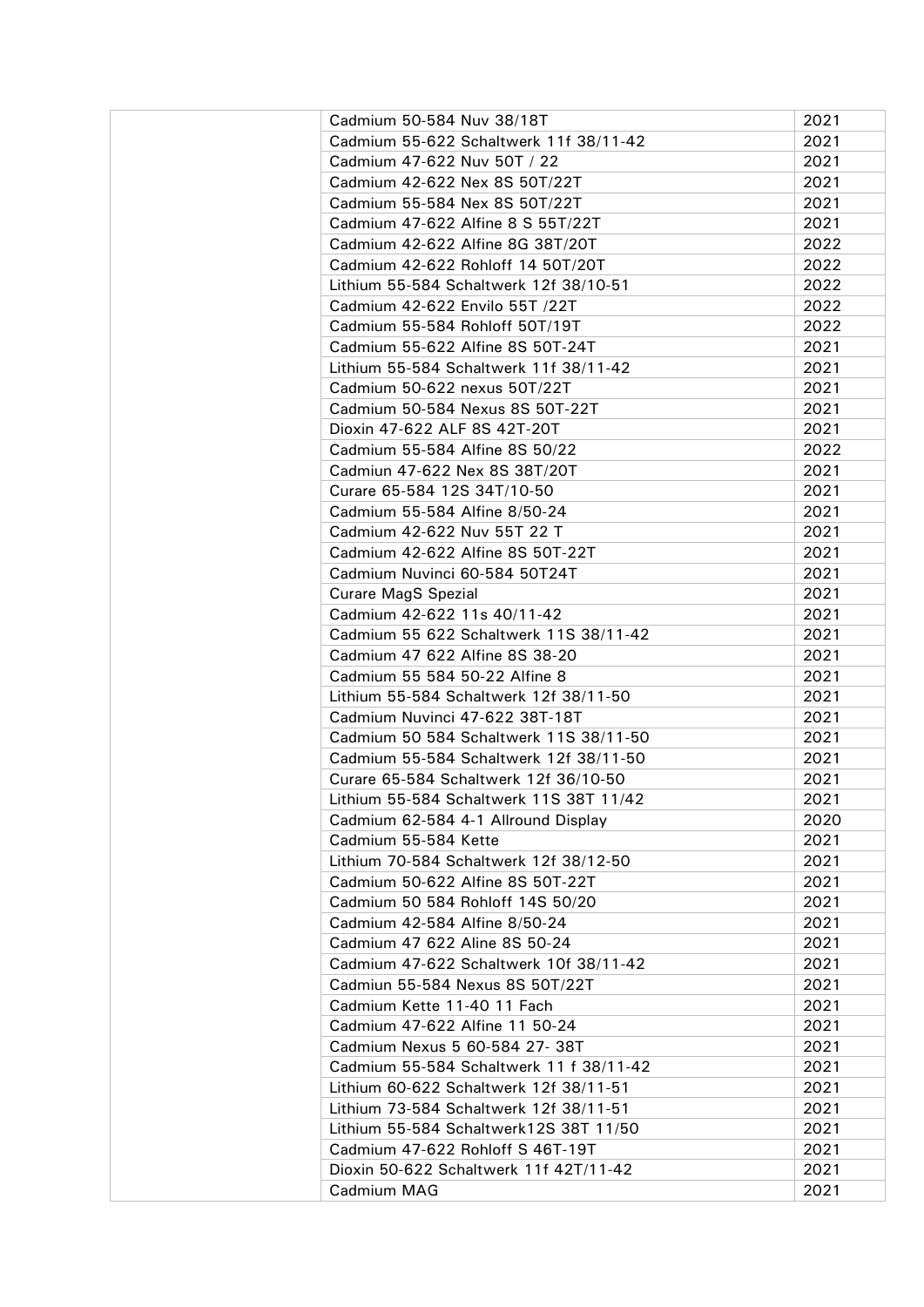| | | |
|---|---|---|
| | Cadmium 50-584 Nuv 38/18T | 2021 |
| | Cadmium 55-622 Schaltwerk 11f 38/11-42 | 2021 |
| | Cadmium 47-622 Nuv 50T / 22 | 2021 |
| | Cadmium 42-622 Nex 8S 50T/22T | 2021 |
| | Cadmium 55-584 Nex 8S 50T/22T | 2021 |
| | Cadmium 47-622 Alfine 8 S 55T/22T | 2021 |
| | Cadmium 42-622 Alfine 8G 38T/20T | 2022 |
| | Cadmium 42-622 Rohloff 14 50T/20T | 2022 |
| | Lithium 55-584 Schaltwerk 12f 38/10-51 | 2022 |
| | Cadmium 42-622 Envilo 55T /22T | 2022 |
| | Cadmium 55-584 Rohloff 50T/19T | 2022 |
| | Cadmium 55-622 Alfine 8S 50T-24T | 2021 |
| | Lithium 55-584 Schaltwerk 11f 38/11-42 | 2021 |
| | Cadmium 50-622 nexus 50T/22T | 2021 |
| | Cadmium 50-584 Nexus 8S 50T-22T | 2021 |
| | Dioxin 47-622 ALF 8S 42T-20T | 2021 |
| | Cadmium 55-584 Alfine 8S 50/22 | 2022 |
| | Cadmiun 47-622 Nex 8S 38T/20T | 2021 |
| | Curare 65-584 12S 34T/10-50 | 2021 |
| | Cadmium 55-584 Alfine 8/50-24 | 2021 |
| | Cadmium 42-622 Nuv 55T 22 T | 2021 |
| | Cadmium 42-622 Alfine 8S 50T-22T | 2021 |
| | Cadmium Nuvinci 60-584 50T24T | 2021 |
| | Curare MagS Spezial | 2021 |
| | Cadmium 42-622 11s 40/11-42 | 2021 |
| | Cadmium 55 622 Schaltwerk 11S 38/11-42 | 2021 |
| | Cadmium 47 622 Alfine 8S 38-20 | 2021 |
| | Cadmium 55 584 50-22 Alfine 8 | 2021 |
| | Lithium 55-584 Schaltwerk 12f 38/11-50 | 2021 |
| | Cadmium Nuvinci 47-622 38T-18T | 2021 |
| | Cadmium 50 584 Schaltwerk 11S 38/11-50 | 2021 |
| | Cadmium 55-584 Schaltwerk 12f 38/11-50 | 2021 |
| | Curare 65-584 Schaltwerk 12f 36/10-50 | 2021 |
| | Lithium 55-584 Schaltwerk 11S 38T 11/42 | 2021 |
| | Cadmium 62-584 4-1 Allround Display | 2020 |
| | Cadmium 55-584 Kette | 2021 |
| | Lithium 70-584 Schaltwerk 12f 38/12-50 | 2021 |
| | Cadmium 50-622 Alfine 8S 50T-22T | 2021 |
| | Cadmium 50 584 Rohloff 14S 50/20 | 2021 |
| | Cadmium 42-584 Alfine 8/50-24 | 2021 |
| | Cadmium 47 622 Aline 8S 50-24 | 2021 |
| | Cadmium 47-622 Schaltwerk 10f 38/11-42 | 2021 |
| | Cadmiun 55-584 Nexus 8S 50T/22T | 2021 |
| | Cadmium Kette 11-40 11 Fach | 2021 |
| | Cadmium 47-622 Alfine 11 50-24 | 2021 |
| | Cadmium Nexus 5 60-584 27- 38T | 2021 |
| | Cadmium 55-584 Schaltwerk 11 f 38/11-42 | 2021 |
| | Lithium 60-622 Schaltwerk 12f 38/11-51 | 2021 |
| | Lithium 73-584 Schaltwerk 12f 38/11-51 | 2021 |
| | Lithium 55-584 Schaltwerk12S 38T 11/50 | 2021 |
| | Cadmium 47-622 Rohloff S 46T-19T | 2021 |
| | Dioxin 50-622 Schaltwerk 11f 42T/11-42 | 2021 |
| | Cadmium MAG | 2021 |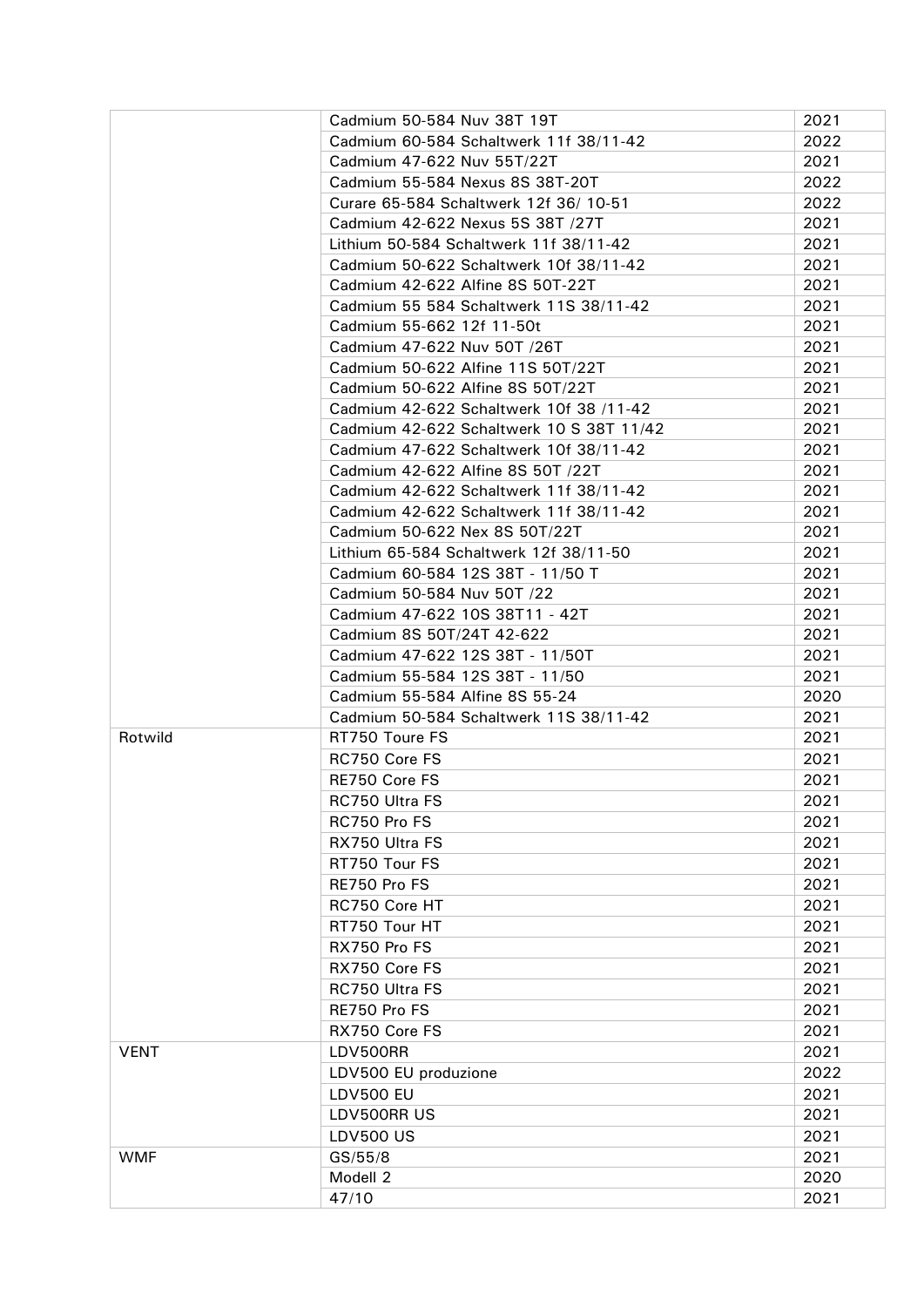| | | |
|---|---|---|
| | Cadmium 50-584 Nuv 38T 19T | 2021 |
| | Cadmium 60-584 Schaltwerk 11f 38/11-42 | 2022 |
| | Cadmium 47-622 Nuv 55T/22T | 2021 |
| | Cadmium 55-584 Nexus 8S 38T-20T | 2022 |
| | Curare 65-584 Schaltwerk 12f 36/ 10-51 | 2022 |
| | Cadmium 42-622 Nexus 5S 38T /27T | 2021 |
| | Lithium 50-584 Schaltwerk 11f 38/11-42 | 2021 |
| | Cadmium 50-622 Schaltwerk 10f 38/11-42 | 2021 |
| | Cadmium 42-622 Alfine 8S 50T-22T | 2021 |
| | Cadmium 55 584 Schaltwerk 11S 38/11-42 | 2021 |
| | Cadmium 55-662 12f 11-50t | 2021 |
| | Cadmium 47-622 Nuv 50T /26T | 2021 |
| | Cadmium 50-622 Alfine 11S 50T/22T | 2021 |
| | Cadmium 50-622 Alfine 8S 50T/22T | 2021 |
| | Cadmium 42-622 Schaltwerk 10f 38 /11-42 | 2021 |
| | Cadmium 42-622 Schaltwerk 10 S 38T 11/42 | 2021 |
| | Cadmium 47-622 Schaltwerk 10f 38/11-42 | 2021 |
| | Cadmium 42-622 Alfine 8S 50T /22T | 2021 |
| | Cadmium 42-622 Schaltwerk 11f 38/11-42 | 2021 |
| | Cadmium 42-622 Schaltwerk 11f 38/11-42 | 2021 |
| | Cadmium 50-622 Nex 8S 50T/22T | 2021 |
| | Lithium 65-584 Schaltwerk 12f 38/11-50 | 2021 |
| | Cadmium 60-584 12S 38T - 11/50 T | 2021 |
| | Cadmium 50-584 Nuv 50T /22 | 2021 |
| | Cadmium 47-622 10S 38T11 - 42T | 2021 |
| | Cadmium 8S 50T/24T 42-622 | 2021 |
| | Cadmium 47-622 12S 38T - 11/50T | 2021 |
| | Cadmium 55-584 12S 38T - 11/50 | 2021 |
| | Cadmium 55-584 Alfine 8S 55-24 | 2020 |
| | Cadmium 50-584 Schaltwerk 11S 38/11-42 | 2021 |
| Rotwild | RT750 Toure FS | 2021 |
| | RC750 Core FS | 2021 |
| | RE750 Core FS | 2021 |
| | RC750 Ultra FS | 2021 |
| | RC750 Pro FS | 2021 |
| | RX750 Ultra FS | 2021 |
| | RT750 Tour FS | 2021 |
| | RE750 Pro FS | 2021 |
| | RC750 Core HT | 2021 |
| | RT750 Tour HT | 2021 |
| | RX750 Pro FS | 2021 |
| | RX750 Core FS | 2021 |
| | RC750 Ultra FS | 2021 |
| | RE750 Pro FS | 2021 |
| | RX750 Core FS | 2021 |
| VENT | LDV500RR | 2021 |
| | LDV500 EU produzione | 2022 |
| | LDV500 EU | 2021 |
| | LDV500RR US | 2021 |
| | LDV500 US | 2021 |
| WMF | GS/55/8 | 2021 |
| | Modell 2 | 2020 |
| | 47/10 | 2021 |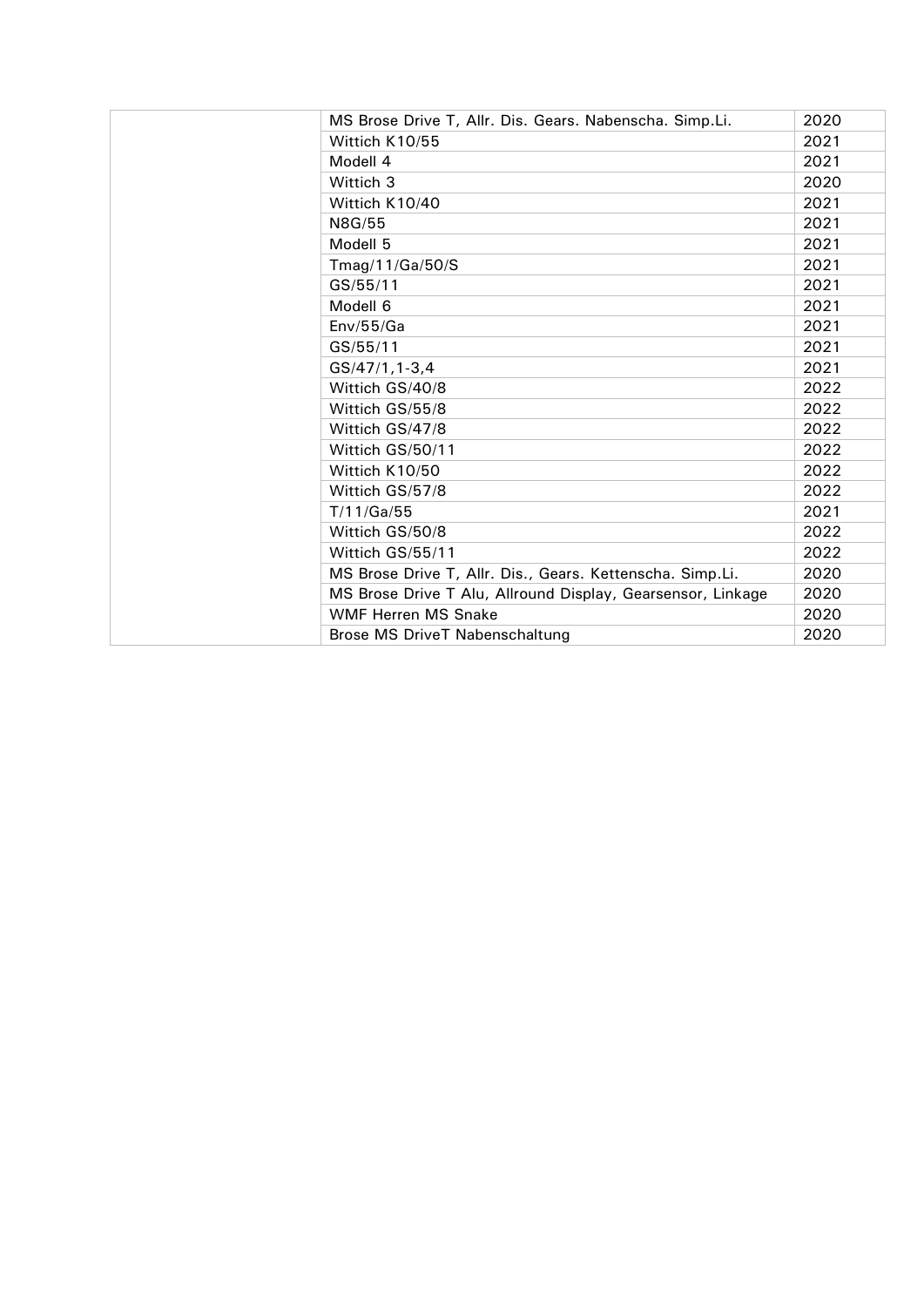| | | |
|---|---|---|
| | MS Brose Drive T, Allr. Dis. Gears. Nabenscha. Simp.Li. | 2020 |
| | Wittich K10/55 | 2021 |
| | Modell 4 | 2021 |
| | Wittich 3 | 2020 |
| | Wittich K10/40 | 2021 |
| | N8G/55 | 2021 |
| | Modell 5 | 2021 |
| | Tmag/11/Ga/50/S | 2021 |
| | GS/55/11 | 2021 |
| | Modell 6 | 2021 |
| | Env/55/Ga | 2021 |
| | GS/55/11 | 2021 |
| | GS/47/1,1-3,4 | 2021 |
| | Wittich GS/40/8 | 2022 |
| | Wittich GS/55/8 | 2022 |
| | Wittich GS/47/8 | 2022 |
| | Wittich GS/50/11 | 2022 |
| | Wittich K10/50 | 2022 |
| | Wittich GS/57/8 | 2022 |
| | T/11/Ga/55 | 2021 |
| | Wittich GS/50/8 | 2022 |
| | Wittich GS/55/11 | 2022 |
| | MS Brose Drive T, Allr. Dis., Gears. Kettenscha. Simp.Li. | 2020 |
| | MS Brose Drive T Alu, Allround Display, Gearsensor, Linkage | 2020 |
| | WMF Herren MS Snake | 2020 |
| | Brose MS DriveT Nabenschaltung | 2020 |